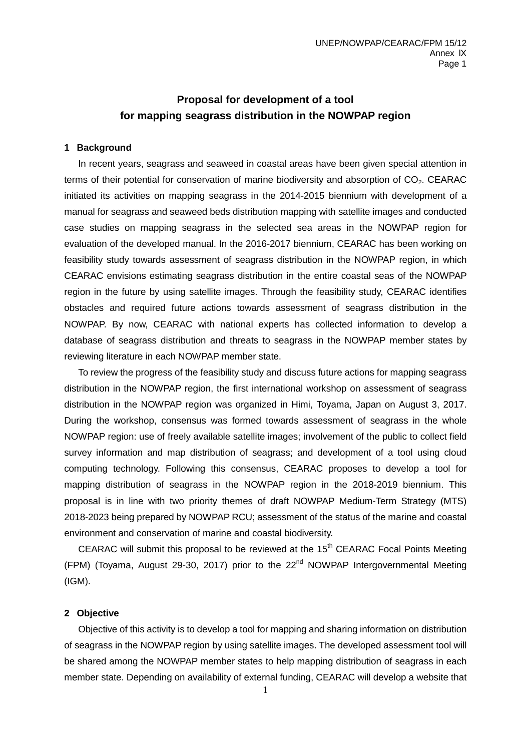# Proposal for development of a tool for mapping seagrass distribution in the NOWPAP region

## 1 Background

In recent years, seagrass and seaweed in coastal areas have been given special attention in terms of their potential for conservation of marine biodiversity and absorption of $CO_2$. CEARAC initiated its activities on mapping seagrass in the 2014-2015 biennium with development of a manual for seagrass and seaweed beds distribution mapping with satellite images and conducted case studies on mapping seagrass in the selected sea areas in the NOWPAP region for evaluation of the developed manual. In the 2016-2017 biennium, CEARAC has been working on feasibility study towards assessment of seagrass distribution in the NOWPAP region, in which CEARAC envisions estimating seagrass distribution in the entire coastal seas of the NOWPAP region in the future by using satellite images. Through the feasibility study, CEARAC identifies obstacles and required future actions towards assessment of seagrass distribution in the NOWPAP. By now, CEARAC with national experts has collected information to develop a database of seagrass distribution and threats to seagrass in the NOWPAP member states by reviewing literature in each NOWPAP member state.

To review the progress of the feasibility study and discuss future actions for mapping seagrass distribution in the NOWPAP region, the first international workshop on assessment of seagrass distribution in the NOWPAP region was organized in Himi, Toyama, Japan on August 3, 2017. During the workshop, consensus was formed towards assessment of seagrass in the whole NOWPAP region: use of freely available satellite images; involvement of the public to collect field survey information and map distribution of seagrass; and development of a tool using cloud computing technology. Following this consensus, CEARAC proposes to develop a tool for mapping distribution of seagrass in the NOWPAP region in the 2018-2019 biennium. This proposal is in line with two priority themes of draft NOWPAP Medium-Term Strategy (MTS) 2018-2023 being prepared by NOWPAP RCU; assessment of the status of the marine and coastal environment and conservation of marine and coastal biodiversity.

CEARAC will submit this proposal to be reviewed at the 15th CEARAC Focal Points Meeting (FPM) (Toyama, August 29-30, 2017) prior to the 22nd NOWPAP Intergovernmental Meeting (IGM).

## 2 Objective

Objective of this activity is to develop a tool for mapping and sharing information on distribution of seagrass in the NOWPAP region by using satellite images. The developed assessment tool will be shared among the NOWPAP member states to help mapping distribution of seagrass in each member state. Depending on availability of external funding, CEARAC will develop a website that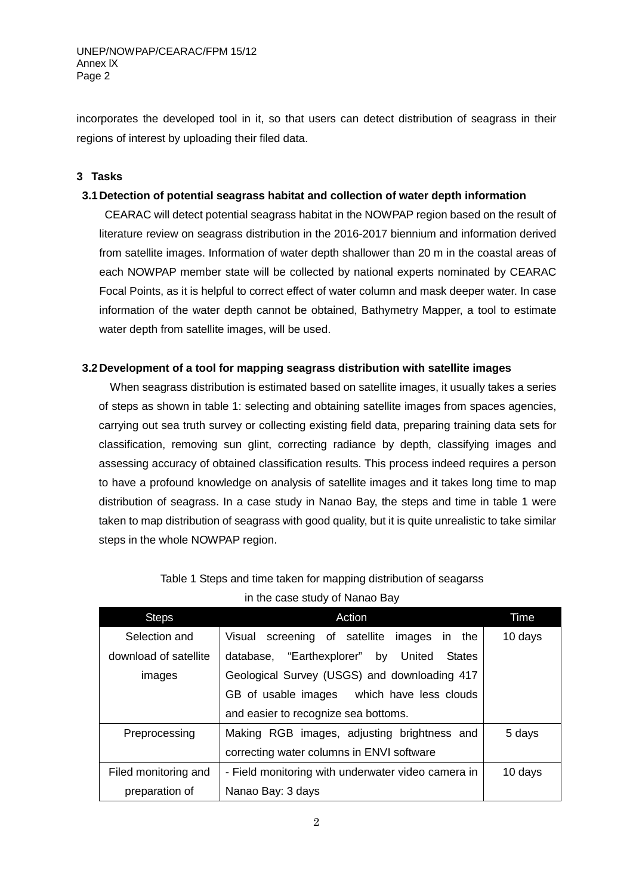incorporates the developed tool in it, so that users can detect distribution of seagrass in their regions of interest by uploading their filed data.

## 3 Tasks

### 3.1 Detection of potential seagrass habitat and collection of water depth information

CEARAC will detect potential seagrass habitat in the NOWPAP region based on the result of literature review on seagrass distribution in the 2016-2017 biennium and information derived from satellite images. Information of water depth shallower than 20 m in the coastal areas of each NOWPAP member state will be collected by national experts nominated by CEARAC Focal Points, as it is helpful to correct effect of water column and mask deeper water. In case information of the water depth cannot be obtained, Bathymetry Mapper, a tool to estimate water depth from satellite images, will be used.

### 3.2 Development of a tool for mapping seagrass distribution with satellite images

When seagrass distribution is estimated based on satellite images, it usually takes a series of steps as shown in table 1: selecting and obtaining satellite images from spaces agencies, carrying out sea truth survey or collecting existing field data, preparing training data sets for classification, removing sun glint, correcting radiance by depth, classifying images and assessing accuracy of obtained classification results. This process indeed requires a person to have a profound knowledge on analysis of satellite images and it takes long time to map distribution of seagrass. In a case study in Nanao Bay, the steps and time in table 1 were taken to map distribution of seagrass with good quality, but it is quite unrealistic to take similar steps in the whole NOWPAP region.

Table 1 Steps and time taken for mapping distribution of seagarss in the case study of Nanao Bay

| Steps | Action | Time |
|---|---|---|
| Selection and download of satellite images | Visual screening of satellite images in the database, "Earthexplorer" by United States Geological Survey (USGS) and downloading 417 GB of usable images which have less clouds and easier to recognize sea bottoms. | 10 days |
| Preprocessing | Making RGB images, adjusting brightness and correcting water columns in ENVI software | 5 days |
| Filed monitoring and preparation of | - Field monitoring with underwater video camera in Nanao Bay: 3 days | 10 days |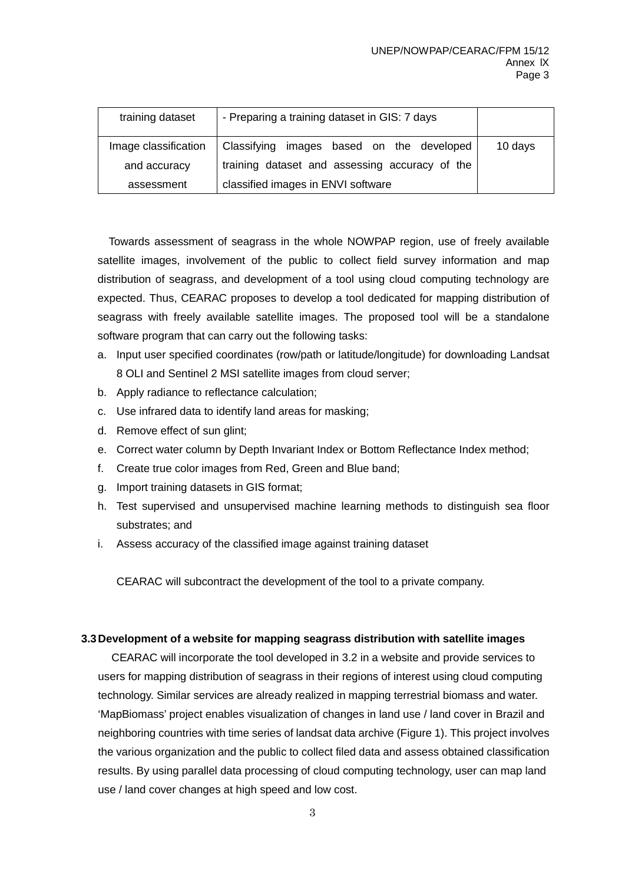| training dataset | - Preparing a training dataset in GIS: 7 days | |
|---|---|---|
| Image classification and accuracy assessment | Classifying images based on the developed training dataset and assessing accuracy of the classified images in ENVI software | 10 days |

Towards assessment of seagrass in the whole NOWPAP region, use of freely available satellite images, involvement of the public to collect field survey information and map distribution of seagrass, and development of a tool using cloud computing technology are expected. Thus, CEARAC proposes to develop a tool dedicated for mapping distribution of seagrass with freely available satellite images. The proposed tool will be a standalone software program that can carry out the following tasks:

a. Input user specified coordinates (row/path or latitude/longitude) for downloading Landsat 8 OLI and Sentinel 2 MSI satellite images from cloud server;
b. Apply radiance to reflectance calculation;
c. Use infrared data to identify land areas for masking;
d. Remove effect of sun glint;
e. Correct water column by Depth Invariant Index or Bottom Reflectance Index method;
f. Create true color images from Red, Green and Blue band;
g. Import training datasets in GIS format;
h. Test supervised and unsupervised machine learning methods to distinguish sea floor substrates; and
i. Assess accuracy of the classified image against training dataset

CEARAC will subcontract the development of the tool to a private company.

### 3.3 Development of a website for mapping seagrass distribution with satellite images

CEARAC will incorporate the tool developed in 3.2 in a website and provide services to users for mapping distribution of seagrass in their regions of interest using cloud computing technology. Similar services are already realized in mapping terrestrial biomass and water. 'MapBiomass' project enables visualization of changes in land use / land cover in Brazil and neighboring countries with time series of landsat data archive (Figure 1). This project involves the various organization and the public to collect filed data and assess obtained classification results. By using parallel data processing of cloud computing technology, user can map land use / land cover changes at high speed and low cost.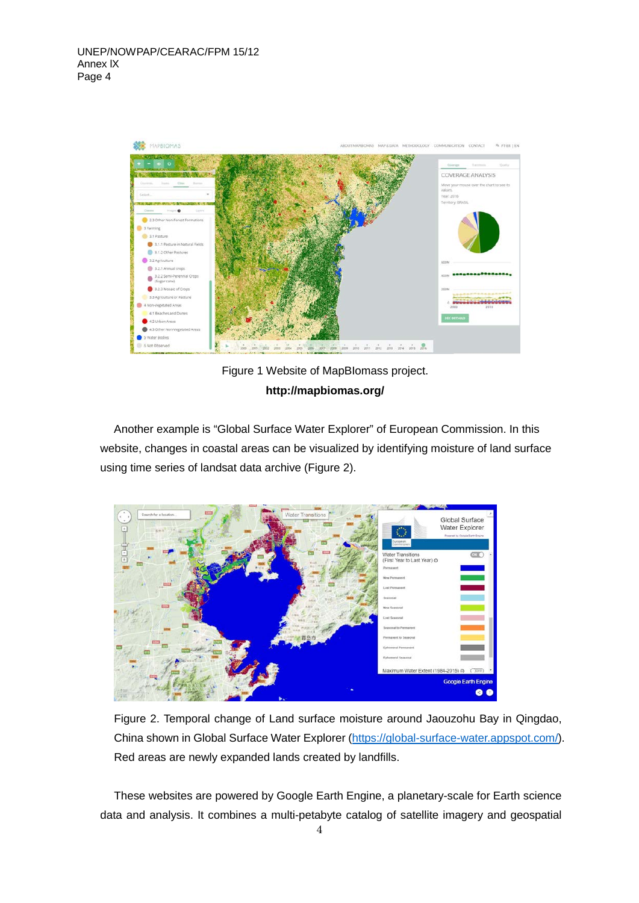Figure 1 Website of MapBIomass project.

**http://mapbiomas.org/**

Another example is “Global Surface Water Explorer” of European Commission. In this website, changes in coastal areas can be visualized by identifying moisture of land surface using time series of landsat data archive (Figure 2).

Figure 2. Temporal change of Land surface moisture around Jaouzohu Bay in Qingdao, China shown in Global Surface Water Explorer ([https://global-surface-water.appspot.com/](https://global-surface-water.appspot.com/)). Red areas are newly expanded lands created by landfills.

These websites are powered by Google Earth Engine, a planetary-scale for Earth science data and analysis. It combines a multi-petabyte catalog of satellite imagery and geospatial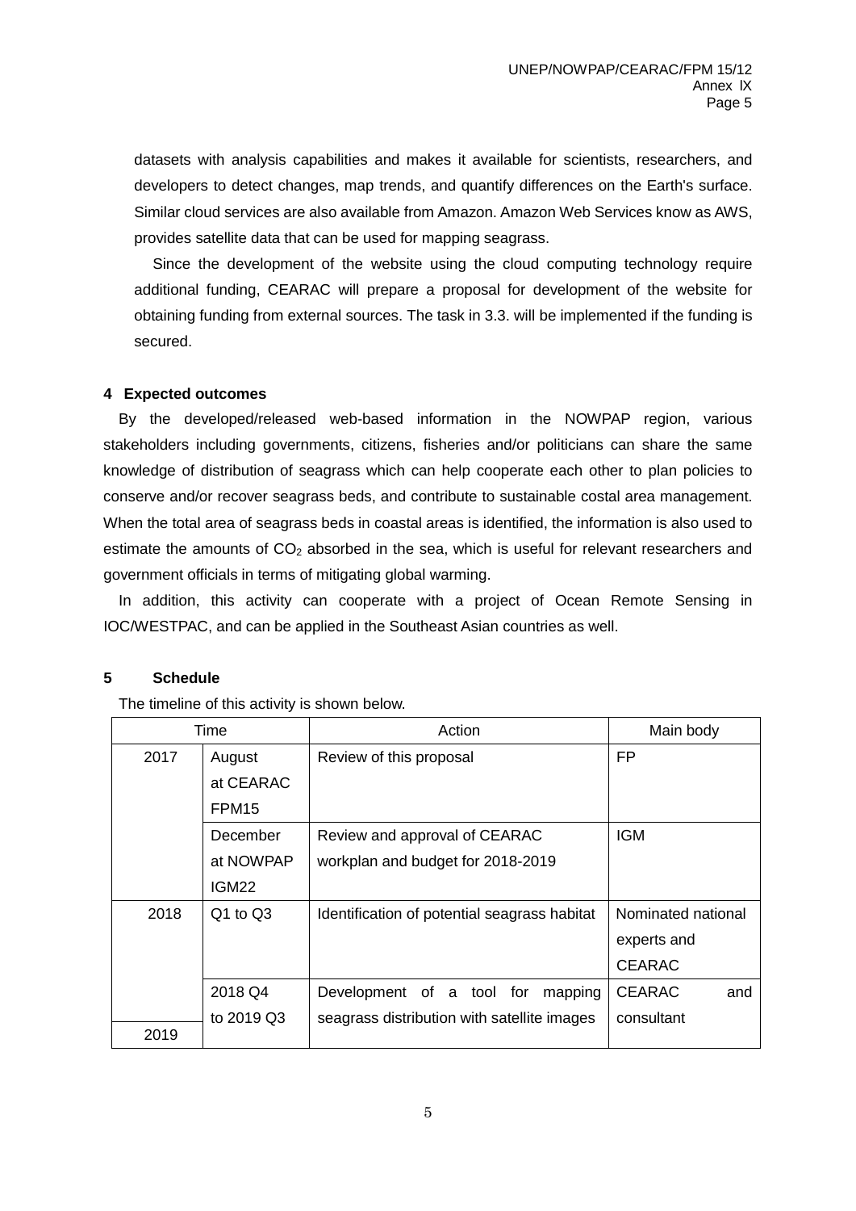datasets with analysis capabilities and makes it available for scientists, researchers, and developers to detect changes, map trends, and quantify differences on the Earth's surface. Similar cloud services are also available from Amazon. Amazon Web Services know as AWS, provides satellite data that can be used for mapping seagrass.

Since the development of the website using the cloud computing technology require additional funding, CEARAC will prepare a proposal for development of the website for obtaining funding from external sources. The task in 3.3. will be implemented if the funding is secured.

## 4 Expected outcomes

By the developed/released web-based information in the NOWPAP region, various stakeholders including governments, citizens, fisheries and/or politicians can share the same knowledge of distribution of seagrass which can help cooperate each other to plan policies to conserve and/or recover seagrass beds, and contribute to sustainable costal area management. When the total area of seagrass beds in coastal areas is identified, the information is also used to estimate the amounts of $CO_2$ absorbed in the sea, which is useful for relevant researchers and government officials in terms of mitigating global warming.

In addition, this activity can cooperate with a project of Ocean Remote Sensing in IOC/WESTPAC, and can be applied in the Southeast Asian countries as well.

## 5 Schedule

The timeline of this activity is shown below.

| Time | | Action | Main body |
|---|---|---|---|
| 2017 | August at CEARAC FPM15 | Review of this proposal | FP |
| | December at NOWPAP IGM22 | Review and approval of CEARAC workplan and budget for 2018-2019 | IGM |
| 2018 | Q1 to Q3 | Identification of potential seagrass habitat | Nominated national experts and CEARAC |
| | 2018 Q4 to 2019 Q3 | Development of a tool for mapping seagrass distribution with satellite images | CEARAC and consultant |
| 2019 | | | |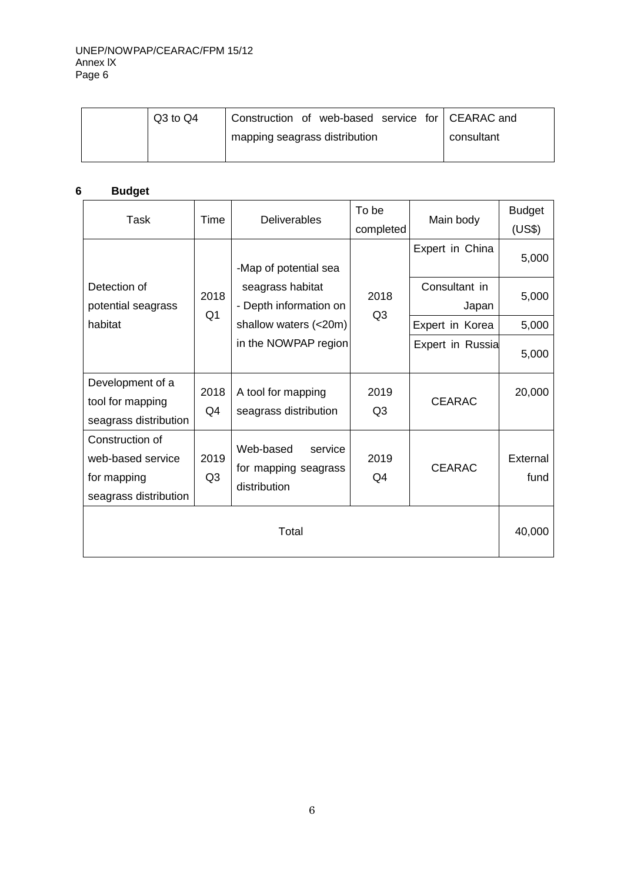| | | | |
|---|---|---|---|
| | Q3 to Q4 | Construction of web-based service for mapping seagrass distribution | CEARAC and consultant |

**6 Budget**

| Task | Time | Deliverables | To be completed | Main body | Budget (US$) |
|---|---|---|---|---|---|
| Detection of potential seagrass habitat | 2018 Q1 | -Map of potential sea seagrass habitat<br>- Depth information on shallow waters (<20m) in the NOWPAP region | 2018 Q3 | Expert in China | 5,000 |
| | | | | Consultant in Japan | 5,000 |
| | | | | Expert in Korea | 5,000 |
| | | | | Expert in Russia | 5,000 |
| Development of a tool for mapping seagrass distribution | 2018 Q4 | A tool for mapping seagrass distribution | 2019 Q3 | CEARAC | 20,000 |
| Construction of web-based service for mapping seagrass distribution | 2019 Q3 | Web-based service for mapping seagrass distribution | 2019 Q4 | CEARAC | External fund |
| Total | | | | | 40,000 |